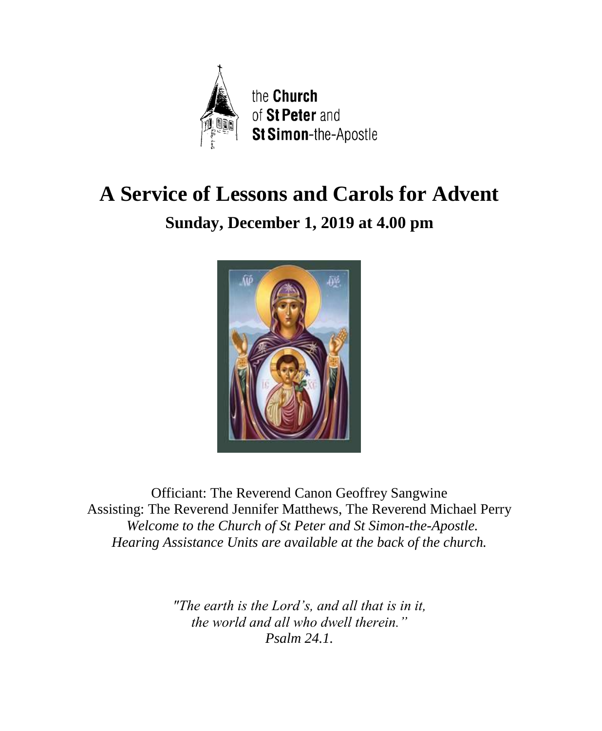the **Church**
of **St Peter** and
**St Simon**-the-Apostle

# A Service of Lessons and Carols for Advent

## Sunday, December 1, 2019 at 4.00 pm

Officiant: The Reverend Canon Geoffrey Sangwine
Assisting: The Reverend Jennifer Matthews, The Reverend Michael Perry
*Welcome to the Church of St Peter and St Simon-the-Apostle.*
*Hearing Assistance Units are available at the back of the church.*

*"The earth is the Lord's, and all that is in it,*
*the world and all who dwell therein."*
*Psalm 24.1.*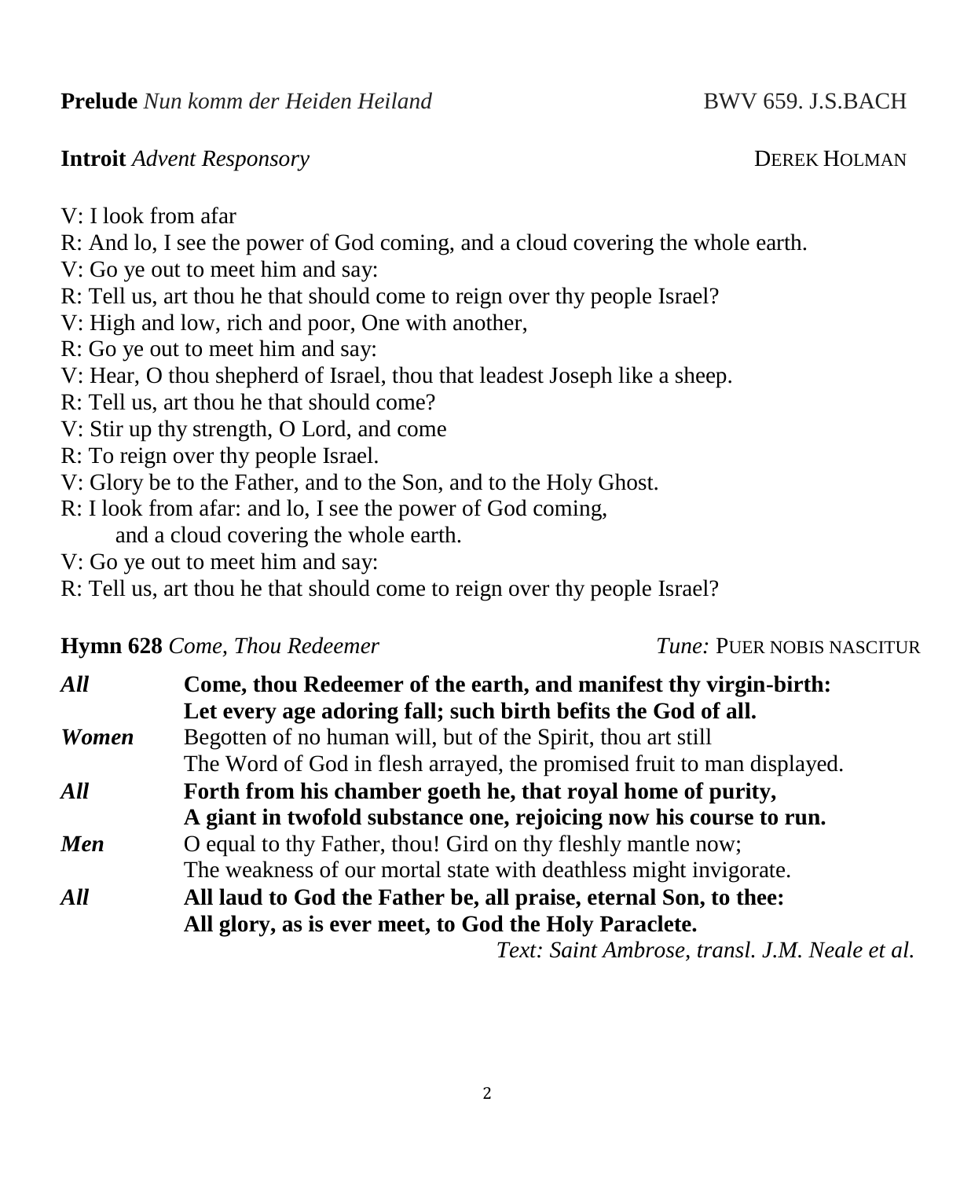**Prelude** *Nun komm der Heiden Heiland* BWV 659. J.S.BACH

**Introit** *Advent Responsory* DEREK HOLMAN

V: I look from afar  
R: And lo, I see the power of God coming, and a cloud covering the whole earth.  
V: Go ye out to meet him and say:  
R: Tell us, art thou he that should come to reign over thy people Israel?  
V: High and low, rich and poor, One with another,  
R: Go ye out to meet him and say:  
V: Hear, O thou shepherd of Israel, thou that leadest Joseph like a sheep.  
R: Tell us, art thou he that should come?  
V: Stir up thy strength, O Lord, and come  
R: To reign over thy people Israel.  
V: Glory be to the Father, and to the Son, and to the Holy Ghost.  
R: I look from afar: and lo, I see the power of God coming,  
and a cloud covering the whole earth.  
V: Go ye out to meet him and say:  
R: Tell us, art thou he that should come to reign over thy people Israel?

**Hymn 628** *Come, Thou Redeemer* *Tune:* PUER NOBIS NASCITUR

***All*** **Come, thou Redeemer of the earth, and manifest thy virgin-birth:**  
**Let every age adoring fall; such birth befits the God of all.**

***Women*** Begotten of no human will, but of the Spirit, thou art still  
The Word of God in flesh arrayed, the promised fruit to man displayed.

***All*** **Forth from his chamber goeth he, that royal home of purity,**  
**A giant in twofold substance one, rejoicing now his course to run.**

***Men*** O equal to thy Father, thou! Gird on thy fleshly mantle now;  
The weakness of our mortal state with deathless might invigorate.

***All*** **All laud to God the Father be, all praise, eternal Son, to thee:**  
**All glory, as is ever meet, to God the Holy Paraclete.**

*Text: Saint Ambrose, transl. J.M. Neale et al.*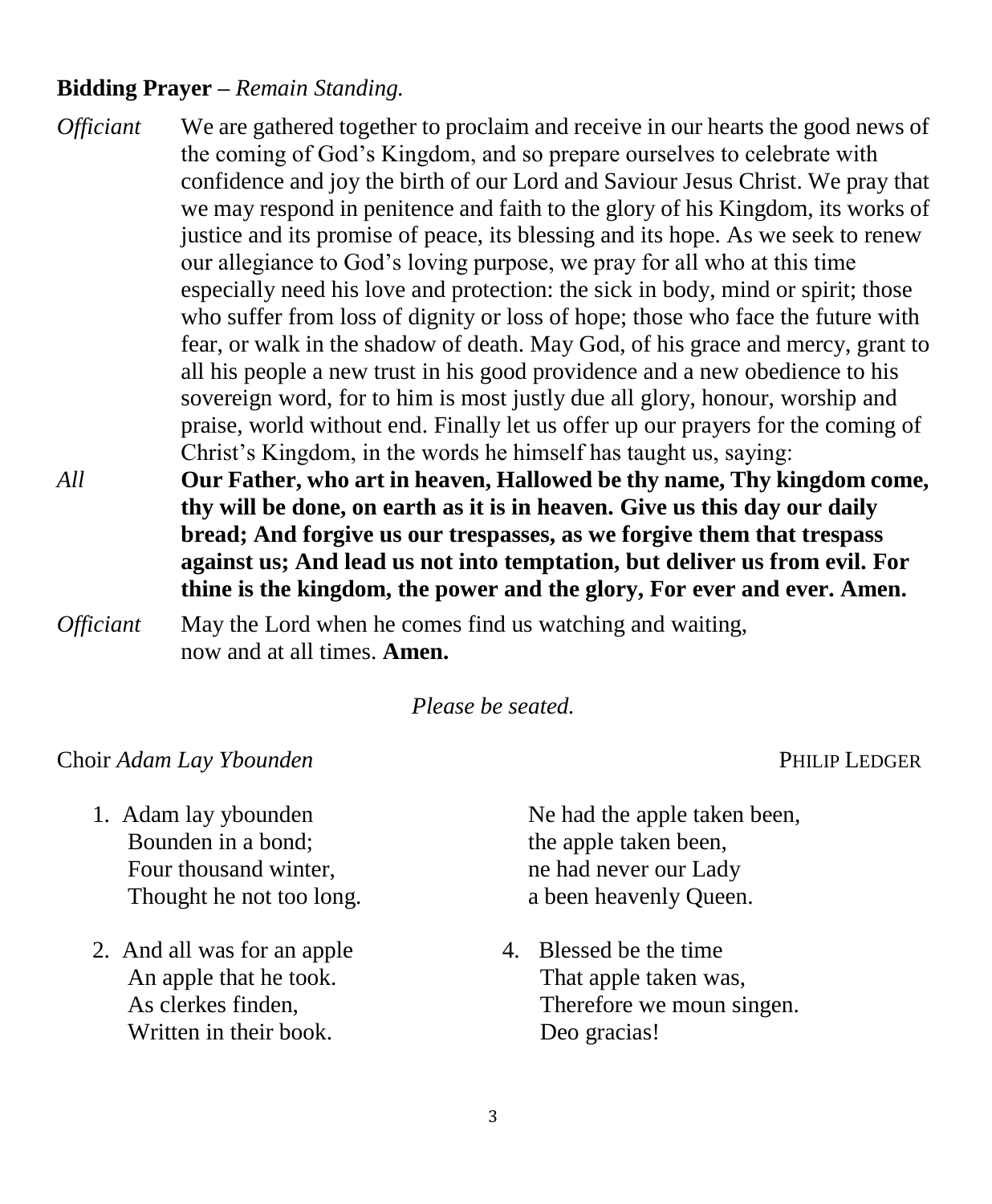**Bidding Prayer –** *Remain Standing.*

*Officiant* We are gathered together to proclaim and receive in our hearts the good news of the coming of God's Kingdom, and so prepare ourselves to celebrate with confidence and joy the birth of our Lord and Saviour Jesus Christ. We pray that we may respond in penitence and faith to the glory of his Kingdom, its works of justice and its promise of peace, its blessing and its hope. As we seek to renew our allegiance to God's loving purpose, we pray for all who at this time especially need his love and protection: the sick in body, mind or spirit; those who suffer from loss of dignity or loss of hope; those who face the future with fear, or walk in the shadow of death. May God, of his grace and mercy, grant to all his people a new trust in his good providence and a new obedience to his sovereign word, for to him is most justly due all glory, honour, worship and praise, world without end. Finally let us offer up our prayers for the coming of Christ's Kingdom, in the words he himself has taught us, saying:

*All* **Our Father, who art in heaven, Hallowed be thy name, Thy kingdom come, thy will be done, on earth as it is in heaven. Give us this day our daily bread; And forgive us our trespasses, as we forgive them that trespass against us; And lead us not into temptation, but deliver us from evil. For thine is the kingdom, the power and the glory, For ever and ever. Amen.**

*Officiant* May the Lord when he comes find us watching and waiting,
now and at all times. **Amen.**

*Please be seated.*

Choir *Adam Lay Ybounden* PHILIP LEDGER

1. Adam lay ybounden
   Bounden in a bond;
   Four thousand winter,
   Thought he not too long.

2. And all was for an apple
   An apple that he took.
   As clerkes finden,
   Written in their book.

   Ne had the apple taken been,
   the apple taken been,
   ne had never our Lady
   a been heavenly Queen.

4. Blessed be the time
   That apple taken was,
   Therefore we moun singen.
   Deo gracias!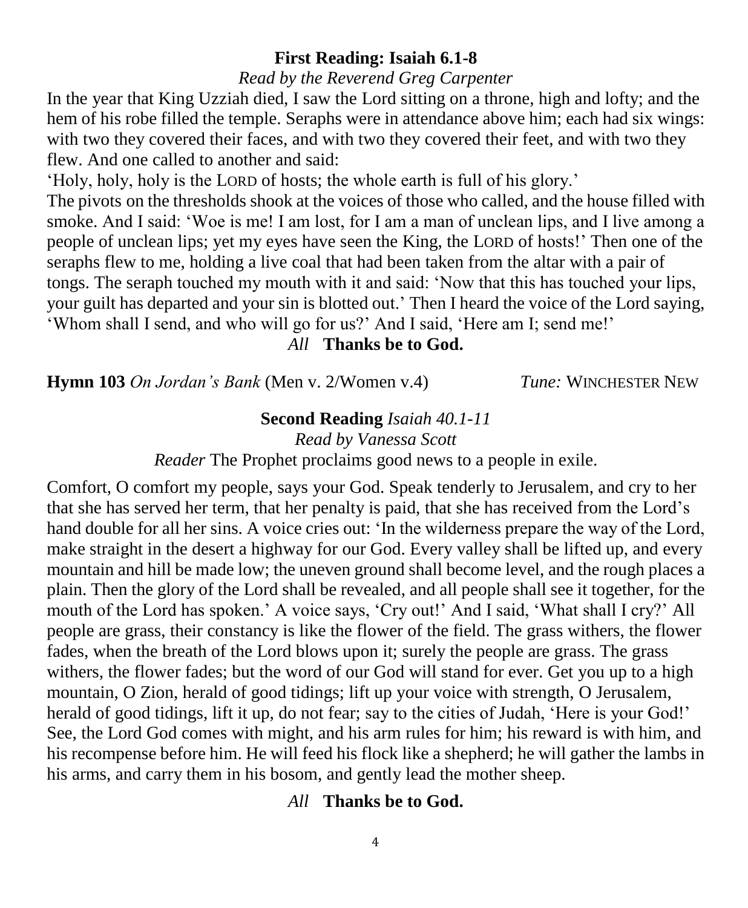### First Reading: Isaiah 6.1-8

*Read by the Reverend Greg Carpenter*

In the year that King Uzziah died, I saw the Lord sitting on a throne, high and lofty; and the hem of his robe filled the temple. Seraphs were in attendance above him; each had six wings: with two they covered their faces, and with two they covered their feet, and with two they flew. And one called to another and said:

'Holy, holy, holy is the LORD of hosts; the whole earth is full of his glory.'

The pivots on the thresholds shook at the voices of those who called, and the house filled with smoke. And I said: 'Woe is me! I am lost, for I am a man of unclean lips, and I live among a people of unclean lips; yet my eyes have seen the King, the LORD of hosts!' Then one of the seraphs flew to me, holding a live coal that had been taken from the altar with a pair of tongs. The seraph touched my mouth with it and said: 'Now that this has touched your lips, your guilt has departed and your sin is blotted out.' Then I heard the voice of the Lord saying, 'Whom shall I send, and who will go for us?' And I said, 'Here am I; send me!'

*All* **Thanks be to God.**

**Hymn 103** *On Jordan's Bank* (Men v. 2/Women v.4) *Tune:* WINCHESTER NEW

### Second Reading *Isaiah 40.1-11*

*Read by Vanessa Scott*

*Reader* The Prophet proclaims good news to a people in exile.

Comfort, O comfort my people, says your God. Speak tenderly to Jerusalem, and cry to her that she has served her term, that her penalty is paid, that she has received from the Lord's hand double for all her sins. A voice cries out: 'In the wilderness prepare the way of the Lord, make straight in the desert a highway for our God. Every valley shall be lifted up, and every mountain and hill be made low; the uneven ground shall become level, and the rough places a plain. Then the glory of the Lord shall be revealed, and all people shall see it together, for the mouth of the Lord has spoken.' A voice says, 'Cry out!' And I said, 'What shall I cry?' All people are grass, their constancy is like the flower of the field. The grass withers, the flower fades, when the breath of the Lord blows upon it; surely the people are grass. The grass withers, the flower fades; but the word of our God will stand for ever. Get you up to a high mountain, O Zion, herald of good tidings; lift up your voice with strength, O Jerusalem, herald of good tidings, lift it up, do not fear; say to the cities of Judah, 'Here is your God!' See, the Lord God comes with might, and his arm rules for him; his reward is with him, and his recompense before him. He will feed his flock like a shepherd; he will gather the lambs in his arms, and carry them in his bosom, and gently lead the mother sheep.

*All* **Thanks be to God.**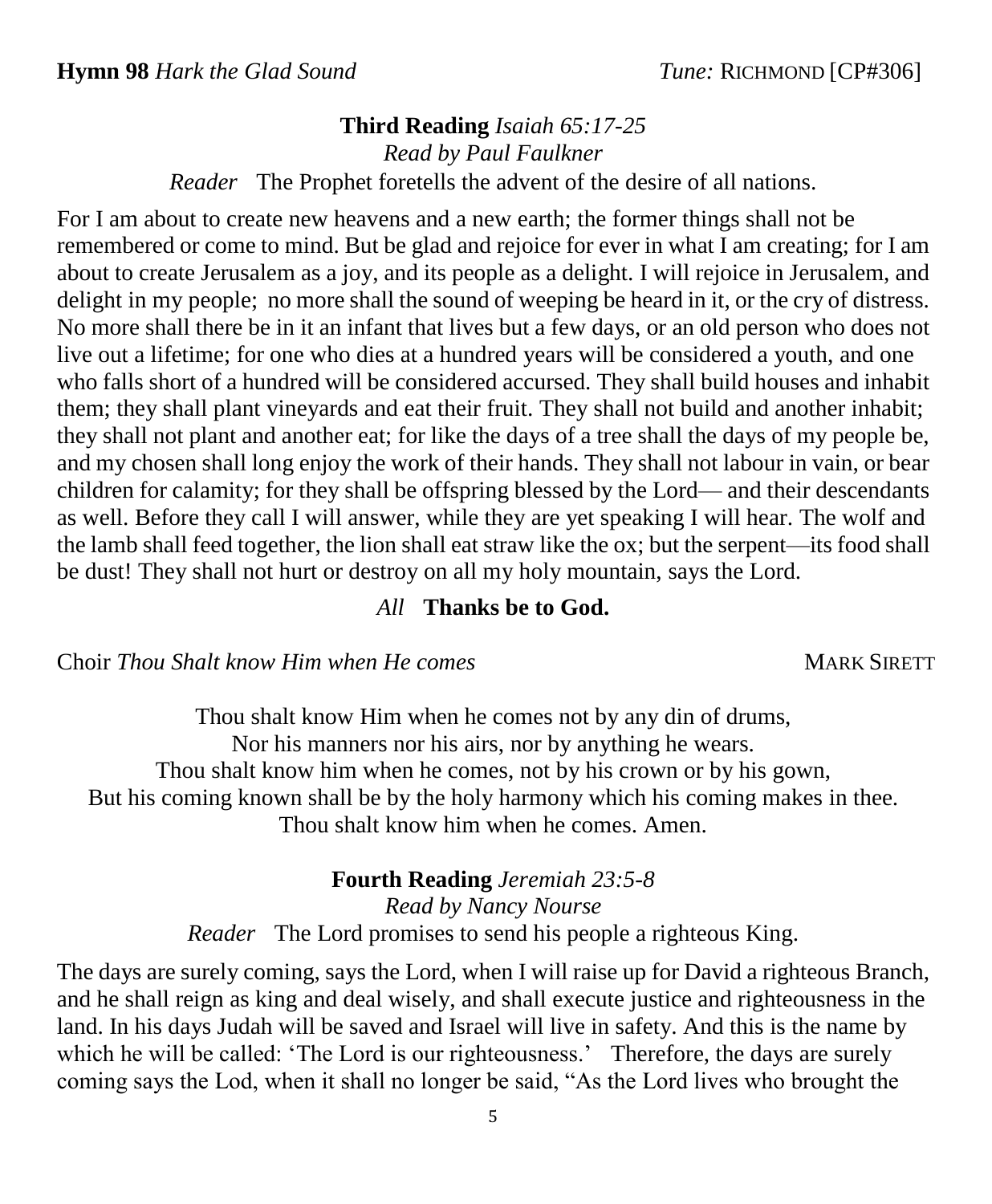**Hymn 98** *Hark the Glad Sound* *Tune:* RICHMOND [CP#306]

**Third Reading** *Isaiah 65:17-25*

*Read by Paul Faulkner*

*Reader* The Prophet foretells the advent of the desire of all nations.

For I am about to create new heavens and a new earth; the former things shall not be remembered or come to mind. But be glad and rejoice for ever in what I am creating; for I am about to create Jerusalem as a joy, and its people as a delight. I will rejoice in Jerusalem, and delight in my people; no more shall the sound of weeping be heard in it, or the cry of distress. No more shall there be in it an infant that lives but a few days, or an old person who does not live out a lifetime; for one who dies at a hundred years will be considered a youth, and one who falls short of a hundred will be considered accursed. They shall build houses and inhabit them; they shall plant vineyards and eat their fruit. They shall not build and another inhabit; they shall not plant and another eat; for like the days of a tree shall the days of my people be, and my chosen shall long enjoy the work of their hands. They shall not labour in vain, or bear children for calamity; for they shall be offspring blessed by the Lord— and their descendants as well. Before they call I will answer, while they are yet speaking I will hear. The wolf and the lamb shall feed together, the lion shall eat straw like the ox; but the serpent—its food shall be dust! They shall not hurt or destroy on all my holy mountain, says the Lord.

*All* **Thanks be to God.**

Choir *Thou Shalt know Him when He comes* MARK SIRETT

Thou shalt know Him when he comes not by any din of drums,
Nor his manners nor his airs, nor by anything he wears.
Thou shalt know him when he comes, not by his crown or by his gown,
But his coming known shall be by the holy harmony which his coming makes in thee.
Thou shalt know him when he comes. Amen.

**Fourth Reading** *Jeremiah 23:5-8*

*Read by Nancy Nourse*

*Reader* The Lord promises to send his people a righteous King.

The days are surely coming, says the Lord, when I will raise up for David a righteous Branch, and he shall reign as king and deal wisely, and shall execute justice and righteousness in the land. In his days Judah will be saved and Israel will live in safety. And this is the name by which he will be called: 'The Lord is our righteousness.' Therefore, the days are surely coming says the Lod, when it shall no longer be said, "As the Lord lives who brought the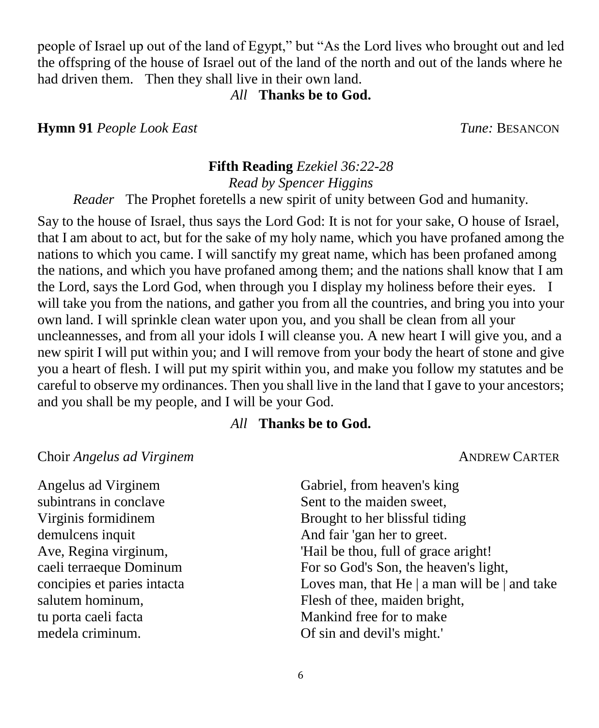people of Israel up out of the land of Egypt," but "As the Lord lives who brought out and led the offspring of the house of Israel out of the land of the north and out of the lands where he had driven them. Then they shall live in their own land.

*All* **Thanks be to God.**

**Hymn 91** *People Look East* *Tune:* BESANCON

**Fifth Reading** *Ezekiel 36:22-28*

*Read by Spencer Higgins*

*Reader* The Prophet foretells a new spirit of unity between God and humanity.

Say to the house of Israel, thus says the Lord God: It is not for your sake, O house of Israel, that I am about to act, but for the sake of my holy name, which you have profaned among the nations to which you came. I will sanctify my great name, which has been profaned among the nations, and which you have profaned among them; and the nations shall know that I am the Lord, says the Lord God, when through you I display my holiness before their eyes. I will take you from the nations, and gather you from all the countries, and bring you into your own land. I will sprinkle clean water upon you, and you shall be clean from all your uncleannesses, and from all your idols I will cleanse you. A new heart I will give you, and a new spirit I will put within you; and I will remove from your body the heart of stone and give you a heart of flesh. I will put my spirit within you, and make you follow my statutes and be careful to observe my ordinances. Then you shall live in the land that I gave to your ancestors; and you shall be my people, and I will be your God.

*All* **Thanks be to God.**

Choir *Angelus ad Virginem* ANDREW CARTER

Angelus ad Virginem
subintrans in conclave
Virginis formidinem
demulcens inquit
Ave, Regina virginum,
caeli terraeque Dominum
concipies et paries intacta
salutem hominum,
tu porta caeli facta
medela criminum.

Gabriel, from heaven's king
Sent to the maiden sweet,
Brought to her blissful tiding
And fair 'gan her to greet.
'Hail be thou, full of grace aright!
For so God's Son, the heaven's light,
Loves man, that He | a man will be | and take
Flesh of thee, maiden bright,
Mankind free for to make
Of sin and devil's might.'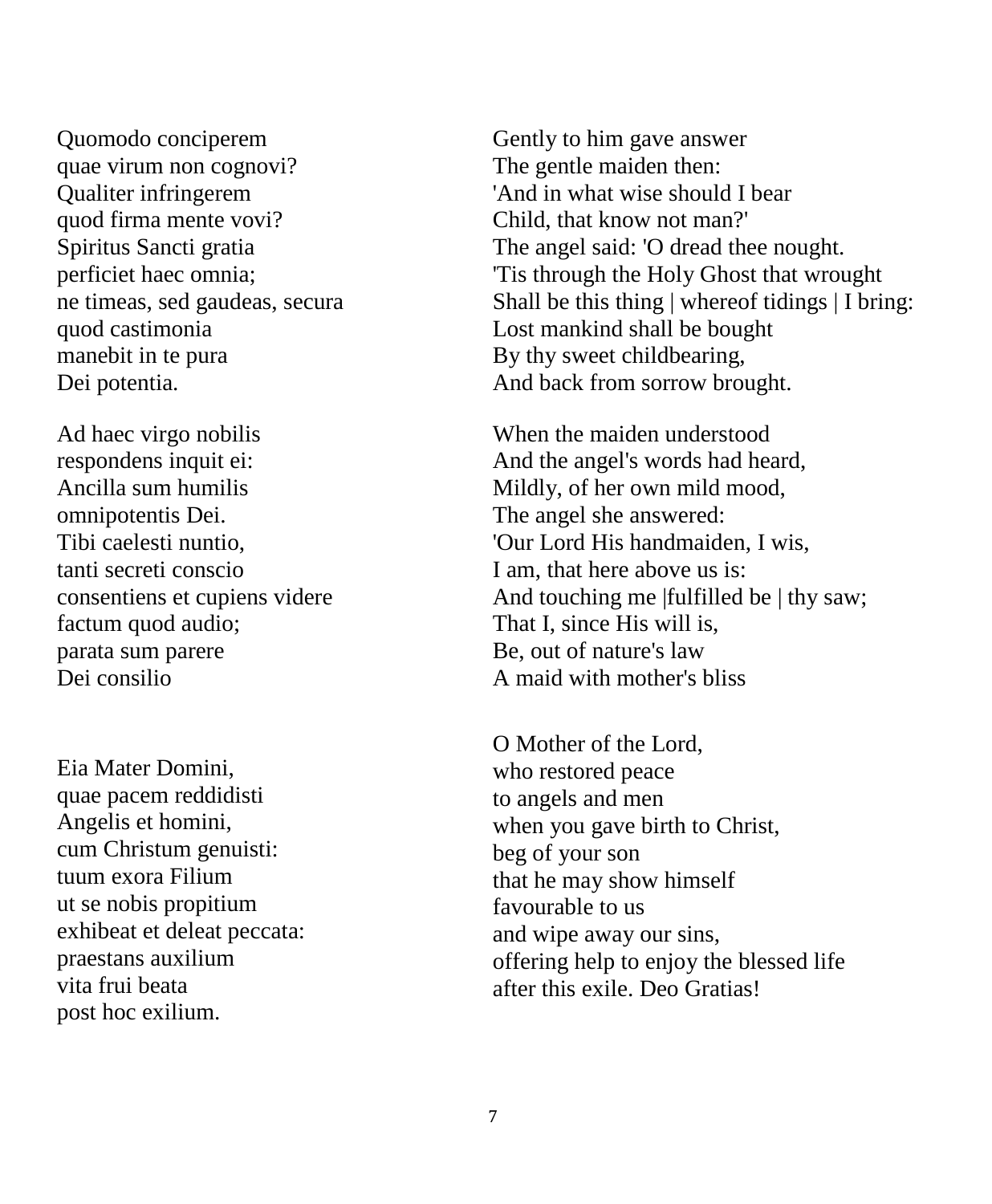Quomodo conciperem
quae virum non cognovi?
Qualiter infringerem
quod firma mente vovi?
Spiritus Sancti gratia
perficiet haec omnia;
ne timeas, sed gaudeas, secura
quod castimonia
manebit in te pura
Dei potentia.

Gently to him gave answer
The gentle maiden then:
'And in what wise should I bear
Child, that know not man?'
The angel said: 'O dread thee nought.
'Tis through the Holy Ghost that wrought
Shall be this thing | whereof tidings | I bring:
Lost mankind shall be bought
By thy sweet childbearing,
And back from sorrow brought.

Ad haec virgo nobilis
respondens inquit ei:
Ancilla sum humilis
omnipotentis Dei.
Tibi caelesti nuntio,
tanti secreti conscio
consentiens et cupiens videre
factum quod audio;
parata sum parere
Dei consilio

When the maiden understood
And the angel's words had heard,
Mildly, of her own mild mood,
The angel she answered:
'Our Lord His handmaiden, I wis,
I am, that here above us is:
And touching me |fulfilled be | thy saw;
That I, since His will is,
Be, out of nature's law
A maid with mother's bliss

Eia Mater Domini,
quae pacem reddidisti
Angelis et homini,
cum Christum genuisti:
tuum exora Filium
ut se nobis propitium
exhibeat et deleat peccata:
praestans auxilium
vita frui beata
post hoc exilium.

O Mother of the Lord,
who restored peace
to angels and men
when you gave birth to Christ,
beg of your son
that he may show himself
favourable to us
and wipe away our sins,
offering help to enjoy the blessed life
after this exile. Deo Gratias!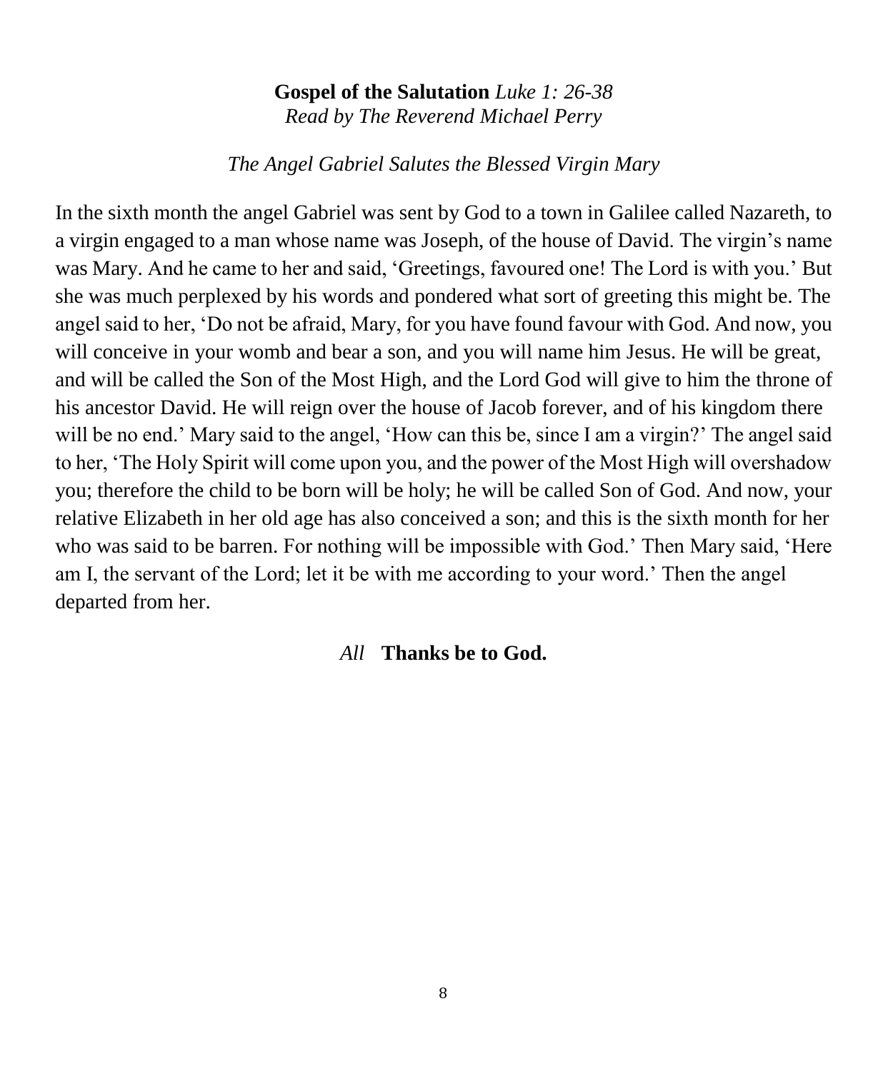**Gospel of the Salutation** *Luke 1: 26-38*
*Read by The Reverend Michael Perry*

*The Angel Gabriel Salutes the Blessed Virgin Mary*

In the sixth month the angel Gabriel was sent by God to a town in Galilee called Nazareth, to a virgin engaged to a man whose name was Joseph, of the house of David. The virgin's name was Mary. And he came to her and said, 'Greetings, favoured one! The Lord is with you.' But she was much perplexed by his words and pondered what sort of greeting this might be. The angel said to her, 'Do not be afraid, Mary, for you have found favour with God. And now, you will conceive in your womb and bear a son, and you will name him Jesus. He will be great, and will be called the Son of the Most High, and the Lord God will give to him the throne of his ancestor David. He will reign over the house of Jacob forever, and of his kingdom there will be no end.' Mary said to the angel, 'How can this be, since I am a virgin?' The angel said to her, 'The Holy Spirit will come upon you, and the power of the Most High will overshadow you; therefore the child to be born will be holy; he will be called Son of God. And now, your relative Elizabeth in her old age has also conceived a son; and this is the sixth month for her who was said to be barren. For nothing will be impossible with God.' Then Mary said, 'Here am I, the servant of the Lord; let it be with me according to your word.' Then the angel departed from her.

*All* **Thanks be to God.**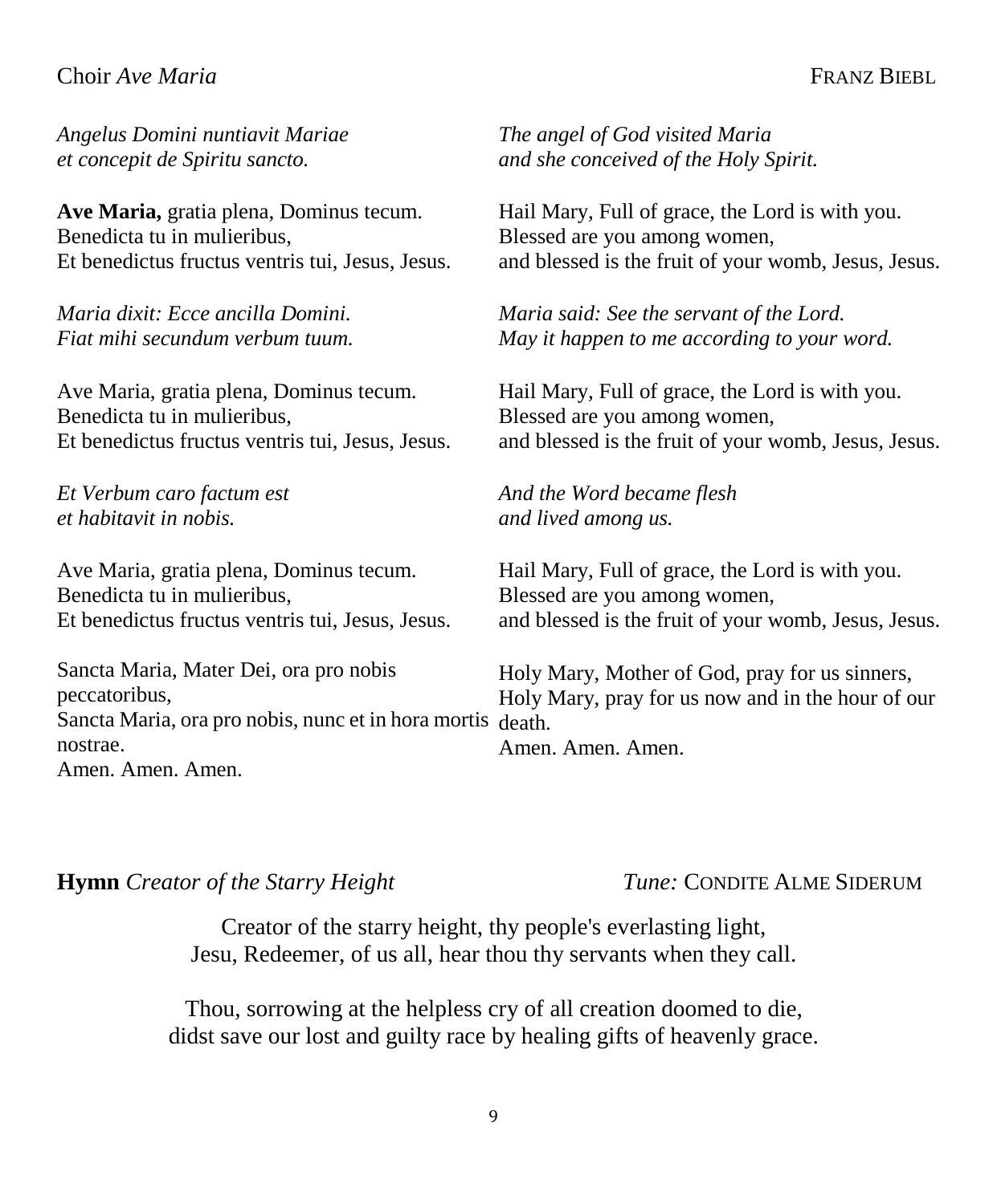Choir *Ave Maria* FRANZ BIEBL

*Angelus Domini nuntiavit Mariae*
*et concepit de Spiritu sancto.*

*The angel of God visited Maria*
*and she conceived of the Holy Spirit.*

**Ave Maria,** gratia plena, Dominus tecum.
Benedicta tu in mulieribus,
Et benedictus fructus ventris tui, Jesus, Jesus.

Hail Mary, Full of grace, the Lord is with you.
Blessed are you among women,
and blessed is the fruit of your womb, Jesus, Jesus.

*Maria dixit: Ecce ancilla Domini.*
*Fiat mihi secundum verbum tuum.*

*Maria said: See the servant of the Lord.*
*May it happen to me according to your word.*

Ave Maria, gratia plena, Dominus tecum.
Benedicta tu in mulieribus,
Et benedictus fructus ventris tui, Jesus, Jesus.

Hail Mary, Full of grace, the Lord is with you.
Blessed are you among women,
and blessed is the fruit of your womb, Jesus, Jesus.

*Et Verbum caro factum est*
*et habitavit in nobis.*

*And the Word became flesh*
*and lived among us.*

Ave Maria, gratia plena, Dominus tecum.
Benedicta tu in mulieribus,
Et benedictus fructus ventris tui, Jesus, Jesus.

Hail Mary, Full of grace, the Lord is with you.
Blessed are you among women,
and blessed is the fruit of your womb, Jesus, Jesus.

Sancta Maria, Mater Dei, ora pro nobis peccatoribus,
Sancta Maria, ora pro nobis, nunc et in hora mortis nostrae.
Amen. Amen. Amen.

Holy Mary, Mother of God, pray for us sinners,
Holy Mary, pray for us now and in the hour of our death.
Amen. Amen. Amen.

**Hymn** *Creator of the Starry Height* *Tune:* CONDITE ALME SIDERUM

Creator of the starry height, thy people's everlasting light,
Jesu, Redeemer, of us all, hear thou thy servants when they call.

Thou, sorrowing at the helpless cry of all creation doomed to die,
didst save our lost and guilty race by healing gifts of heavenly grace.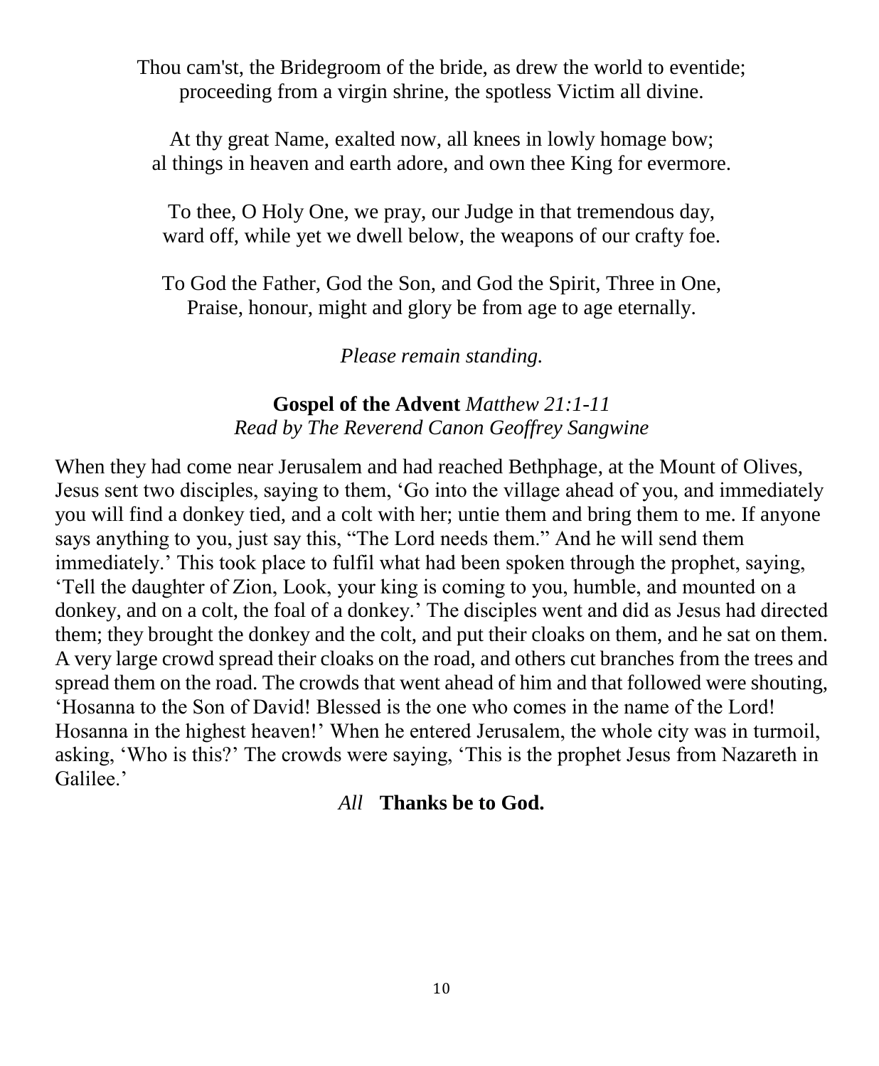Thou cam'st, the Bridegroom of the bride, as drew the world to eventide;
proceeding from a virgin shrine, the spotless Victim all divine.

At thy great Name, exalted now, all knees in lowly homage bow;
al things in heaven and earth adore, and own thee King for evermore.

To thee, O Holy One, we pray, our Judge in that tremendous day,
ward off, while yet we dwell below, the weapons of our crafty foe.

To God the Father, God the Son, and God the Spirit, Three in One,
Praise, honour, might and glory be from age to age eternally.

*Please remain standing.*

**Gospel of the Advent** *Matthew 21:1-11*
*Read by The Reverend Canon Geoffrey Sangwine*

When they had come near Jerusalem and had reached Bethphage, at the Mount of Olives, Jesus sent two disciples, saying to them, 'Go into the village ahead of you, and immediately you will find a donkey tied, and a colt with her; untie them and bring them to me. If anyone says anything to you, just say this, "The Lord needs them." And he will send them immediately.' This took place to fulfil what had been spoken through the prophet, saying, 'Tell the daughter of Zion, Look, your king is coming to you, humble, and mounted on a donkey, and on a colt, the foal of a donkey.' The disciples went and did as Jesus had directed them; they brought the donkey and the colt, and put their cloaks on them, and he sat on them. A very large crowd spread their cloaks on the road, and others cut branches from the trees and spread them on the road. The crowds that went ahead of him and that followed were shouting, 'Hosanna to the Son of David! Blessed is the one who comes in the name of the Lord! Hosanna in the highest heaven!' When he entered Jerusalem, the whole city was in turmoil, asking, 'Who is this?' The crowds were saying, 'This is the prophet Jesus from Nazareth in Galilee.'

*All* **Thanks be to God.**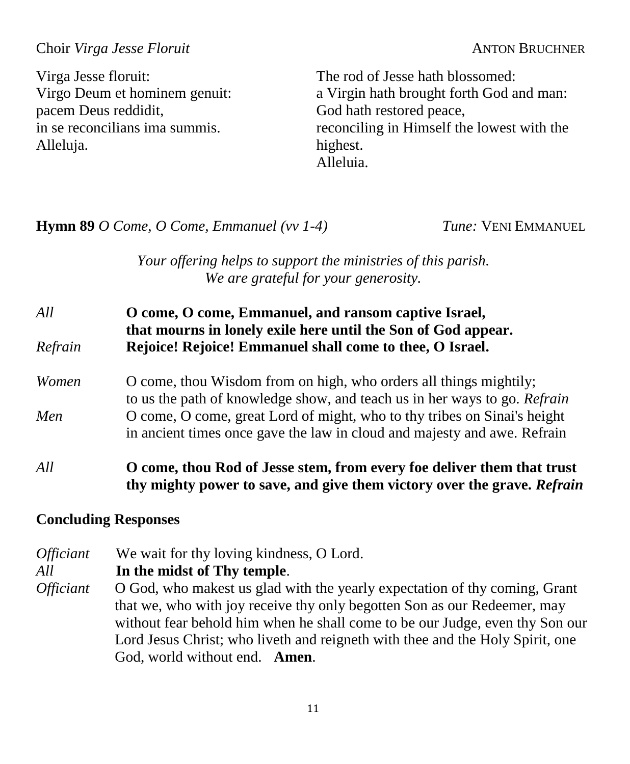Choir *Virga Jesse Floruit* ANTON BRUCHNER

Virga Jesse floruit:
Virgo Deum et hominem genuit:
pacem Deus reddidit,
in se reconcilians ima summis.
Alleluja.

The rod of Jesse hath blossomed:
a Virgin hath brought forth God and man:
God hath restored peace,
reconciling in Himself the lowest with the highest.
Alleluia.

**Hymn 89** *O Come, O Come, Emmanuel (vv 1-4)* *Tune:* VENI EMMANUEL

*Your offering helps to support the ministries of this parish.*
*We are grateful for your generosity.*

*All* **O come, O come, Emmanuel, and ransom captive Israel,**
**that mourns in lonely exile here until the Son of God appear.**
*Refrain* **Rejoice! Rejoice! Emmanuel shall come to thee, O Israel.**

*Women* O come, thou Wisdom from on high, who orders all things mightily;
to us the path of knowledge show, and teach us in her ways to go. *Refrain*
*Men* O come, O come, great Lord of might, who to thy tribes on Sinai's height
in ancient times once gave the law in cloud and majesty and awe. Refrain

*All* **O come, thou Rod of Jesse stem, from every foe deliver them that trust**
**thy mighty power to save, and give them victory over the grave.** ***Refrain***

**Concluding Responses**

*Officiant* We wait for thy loving kindness, O Lord.
*All* **In the midst of Thy temple**.
*Officiant* O God, who makest us glad with the yearly expectation of thy coming, Grant that we, who with joy receive thy only begotten Son as our Redeemer, may without fear behold him when he shall come to be our Judge, even thy Son our Lord Jesus Christ; who liveth and reigneth with thee and the Holy Spirit, one God, world without end. **Amen**.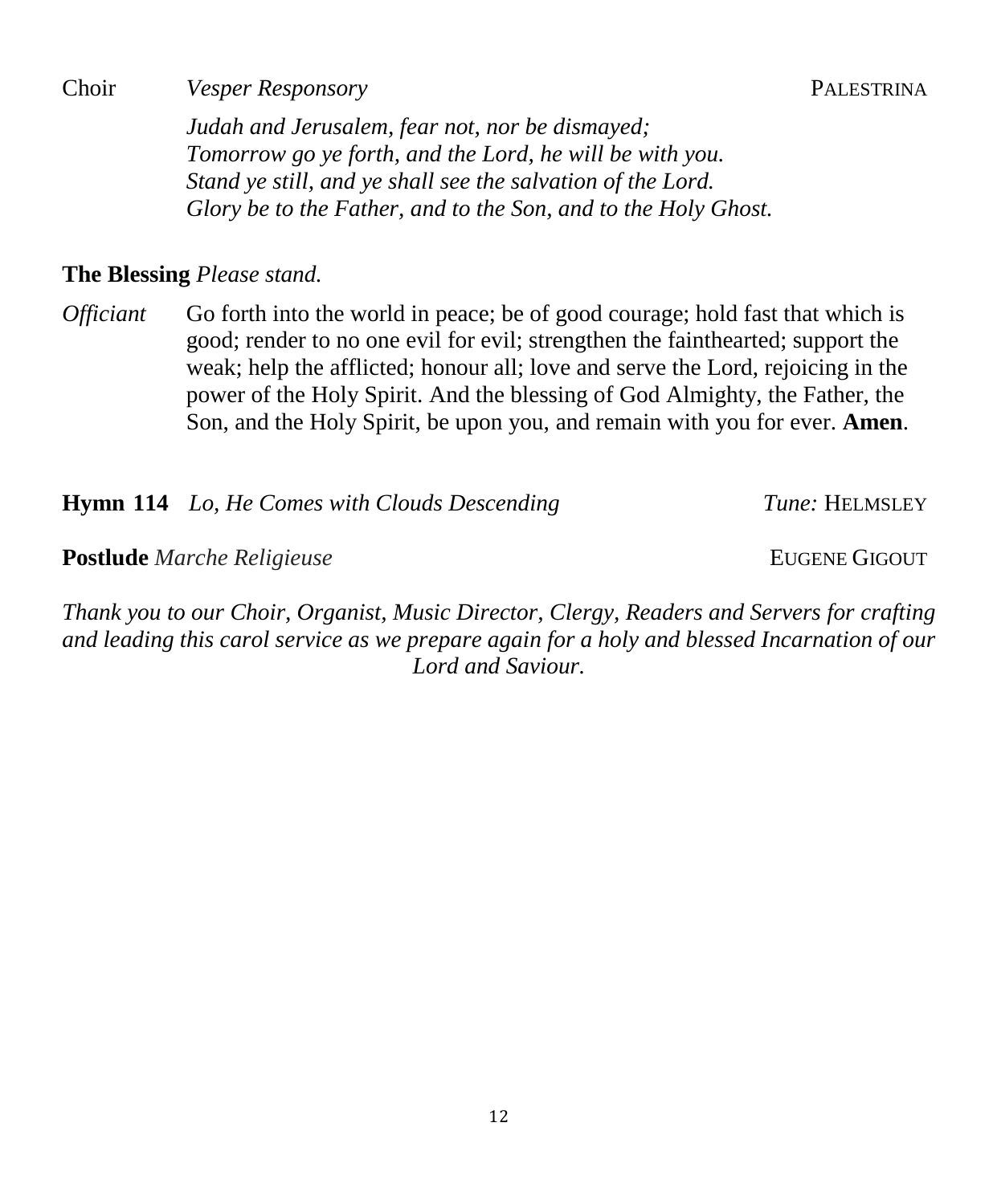Choir *Vesper Responsory* PALESTRINA

*Judah and Jerusalem, fear not, nor be dismayed;*
*Tomorrow go ye forth, and the Lord, he will be with you.*
*Stand ye still, and ye shall see the salvation of the Lord.*
*Glory be to the Father, and to the Son, and to the Holy Ghost.*

**The Blessing** *Please stand.*

*Officiant* Go forth into the world in peace; be of good courage; hold fast that which is good; render to no one evil for evil; strengthen the fainthearted; support the weak; help the afflicted; honour all; love and serve the Lord, rejoicing in the power of the Holy Spirit. And the blessing of God Almighty, the Father, the Son, and the Holy Spirit, be upon you, and remain with you for ever. **Amen**.

**Hymn 114** *Lo, He Comes with Clouds Descending* *Tune:* HELMSLEY

**Postlude** *Marche Religieuse* EUGENE GIGOUT

*Thank you to our Choir, Organist, Music Director, Clergy, Readers and Servers for crafting and leading this carol service as we prepare again for a holy and blessed Incarnation of our Lord and Saviour.*